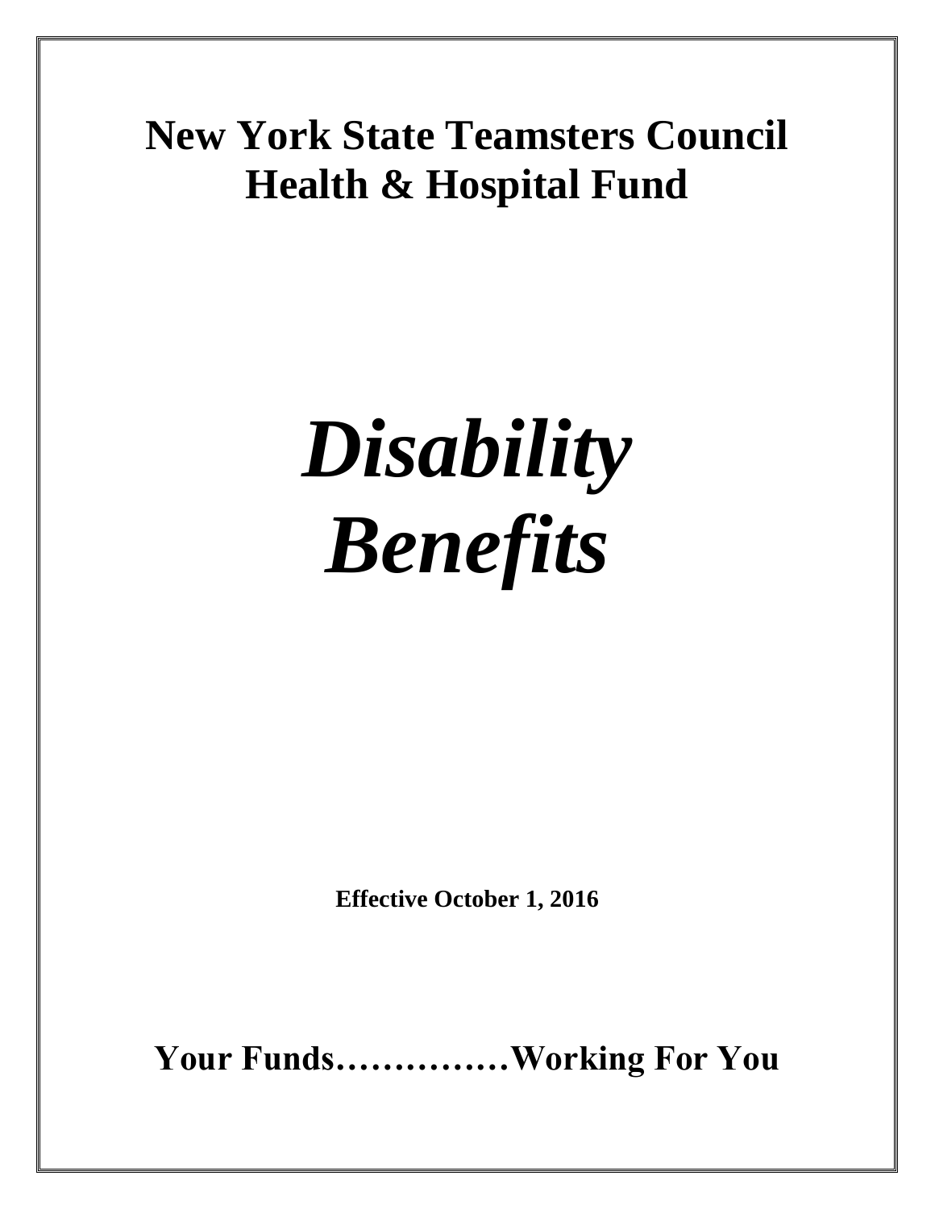# New York State Teamsters Council Health & Hospital Fund

# ***Disability Benefits***

**Effective October 1, 2016**

**Your Funds……………Working For You**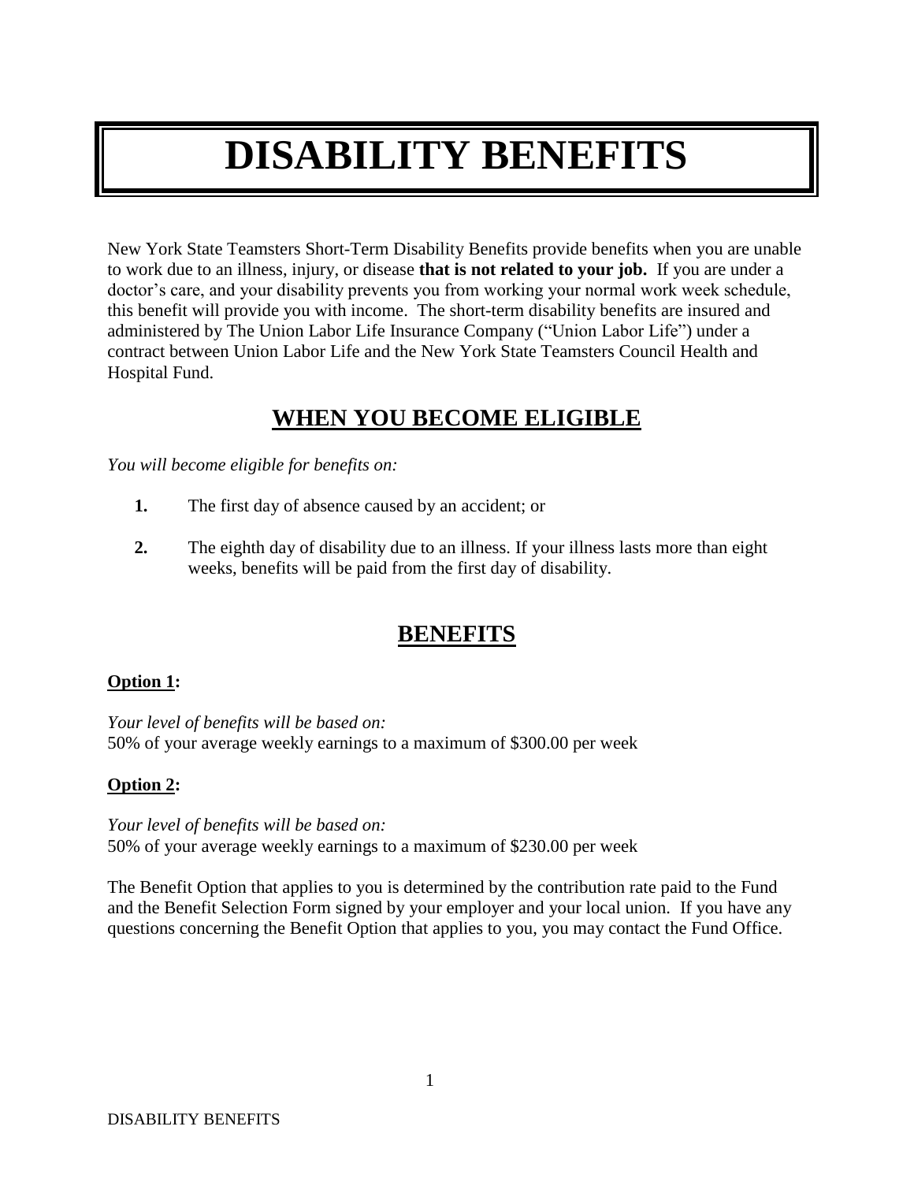# DISABILITY BENEFITS

New York State Teamsters Short-Term Disability Benefits provide benefits when you are unable to work due to an illness, injury, or disease **that is not related to your job.** If you are under a doctor's care, and your disability prevents you from working your normal work week schedule, this benefit will provide you with income. The short-term disability benefits are insured and administered by The Union Labor Life Insurance Company ("Union Labor Life") under a contract between Union Labor Life and the New York State Teamsters Council Health and Hospital Fund.

## WHEN YOU BECOME ELIGIBLE

*You will become eligible for benefits on:*

1. The first day of absence caused by an accident; or
2. The eighth day of disability due to an illness. If your illness lasts more than eight weeks, benefits will be paid from the first day of disability.

## BENEFITS

**Option 1:**

*Your level of benefits will be based on:*
50% of your average weekly earnings to a maximum of $300.00 per week

**Option 2:**

*Your level of benefits will be based on:*
50% of your average weekly earnings to a maximum of $230.00 per week

The Benefit Option that applies to you is determined by the contribution rate paid to the Fund and the Benefit Selection Form signed by your employer and your local union. If you have any questions concerning the Benefit Option that applies to you, you may contact the Fund Office.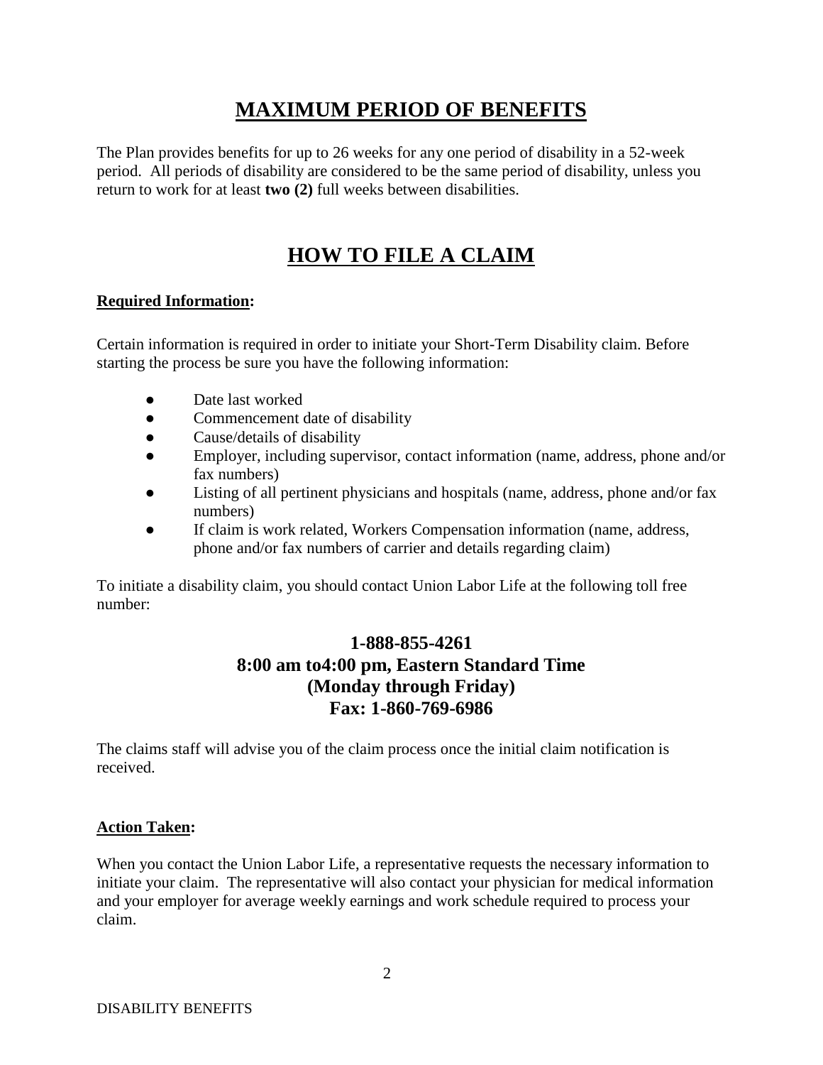# MAXIMUM PERIOD OF BENEFITS

The Plan provides benefits for up to 26 weeks for any one period of disability in a 52-week period. All periods of disability are considered to be the same period of disability, unless you return to work for at least **two (2)** full weeks between disabilities.

# HOW TO FILE A CLAIM

**Required Information:**

Certain information is required in order to initiate your Short-Term Disability claim. Before starting the process be sure you have the following information:

- Date last worked
- Commencement date of disability
- Cause/details of disability
- Employer, including supervisor, contact information (name, address, phone and/or fax numbers)
- Listing of all pertinent physicians and hospitals (name, address, phone and/or fax numbers)
- If claim is work related, Workers Compensation information (name, address, phone and/or fax numbers of carrier and details regarding claim)

To initiate a disability claim, you should contact Union Labor Life at the following toll free number:

**1-888-855-4261**
**8:00 am to4:00 pm, Eastern Standard Time**
**(Monday through Friday)**
**Fax: 1-860-769-6986**

The claims staff will advise you of the claim process once the initial claim notification is received.

**Action Taken:**

When you contact the Union Labor Life, a representative requests the necessary information to initiate your claim. The representative will also contact your physician for medical information and your employer for average weekly earnings and work schedule required to process your claim.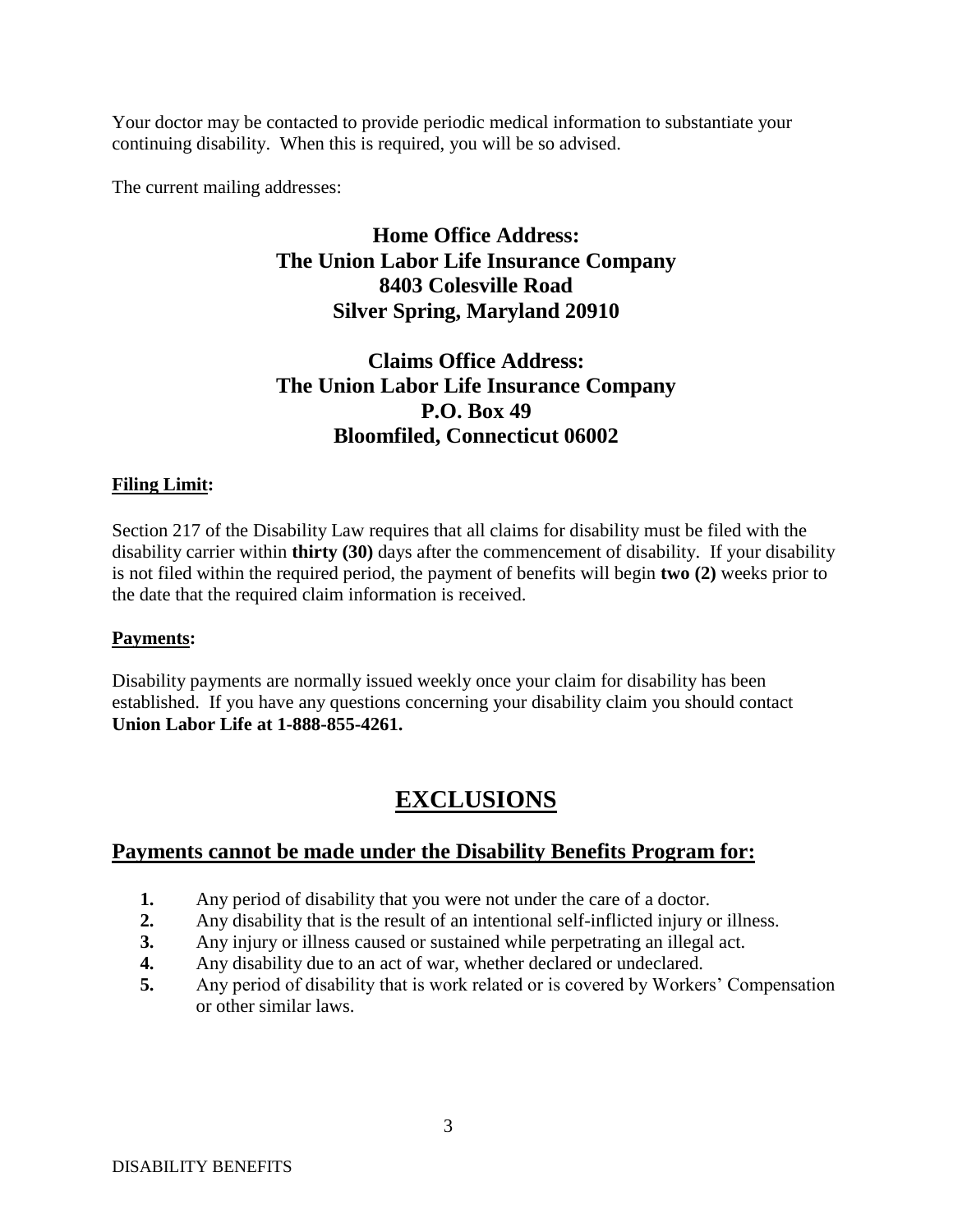Your doctor may be contacted to provide periodic medical information to substantiate your continuing disability. When this is required, you will be so advised.

The current mailing addresses:

**Home Office Address:**
**The Union Labor Life Insurance Company**
**8403 Colesville Road**
**Silver Spring, Maryland 20910**

**Claims Office Address:**
**The Union Labor Life Insurance Company**
**P.O. Box 49**
**Bloomfiled, Connecticut 06002**

**Filing Limit:**

Section 217 of the Disability Law requires that all claims for disability must be filed with the disability carrier within **thirty (30)** days after the commencement of disability. If your disability is not filed within the required period, the payment of benefits will begin **two (2)** weeks prior to the date that the required claim information is received.

**Payments:**

Disability payments are normally issued weekly once your claim for disability has been established. If you have any questions concerning your disability claim you should contact **Union Labor Life at 1-888-855-4261.**

# EXCLUSIONS

## Payments cannot be made under the Disability Benefits Program for:

1. Any period of disability that you were not under the care of a doctor.
2. Any disability that is the result of an intentional self-inflicted injury or illness.
3. Any injury or illness caused or sustained while perpetrating an illegal act.
4. Any disability due to an act of war, whether declared or undeclared.
5. Any period of disability that is work related or is covered by Workers' Compensation or other similar laws.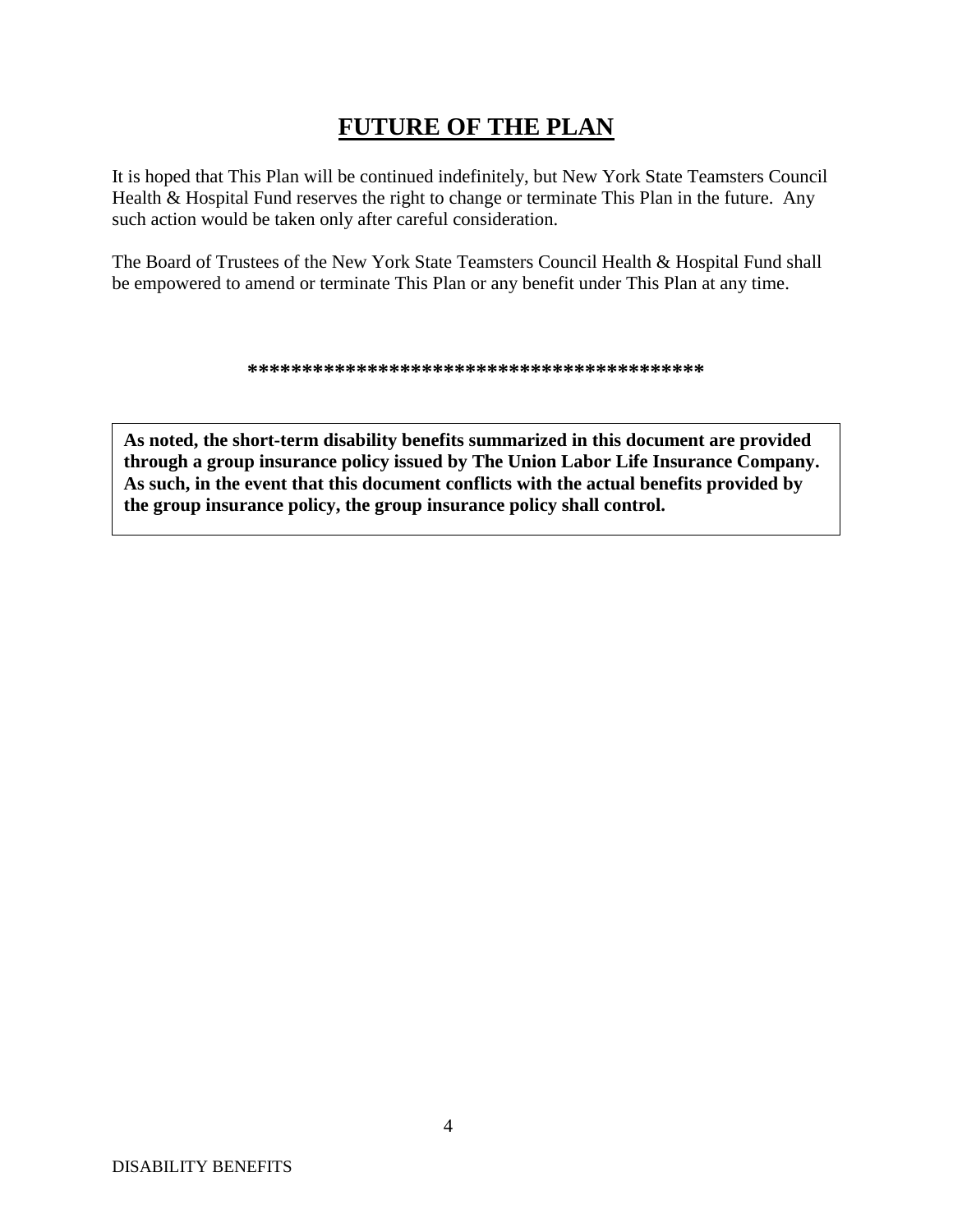# FUTURE OF THE PLAN

It is hoped that This Plan will be continued indefinitely, but New York State Teamsters Council Health & Hospital Fund reserves the right to change or terminate This Plan in the future. Any such action would be taken only after careful consideration.

The Board of Trustees of the New York State Teamsters Council Health & Hospital Fund shall be empowered to amend or terminate This Plan or any benefit under This Plan at any time.

******************************************

**As noted, the short-term disability benefits summarized in this document are provided through a group insurance policy issued by The Union Labor Life Insurance Company. As such, in the event that this document conflicts with the actual benefits provided by the group insurance policy, the group insurance policy shall control.**